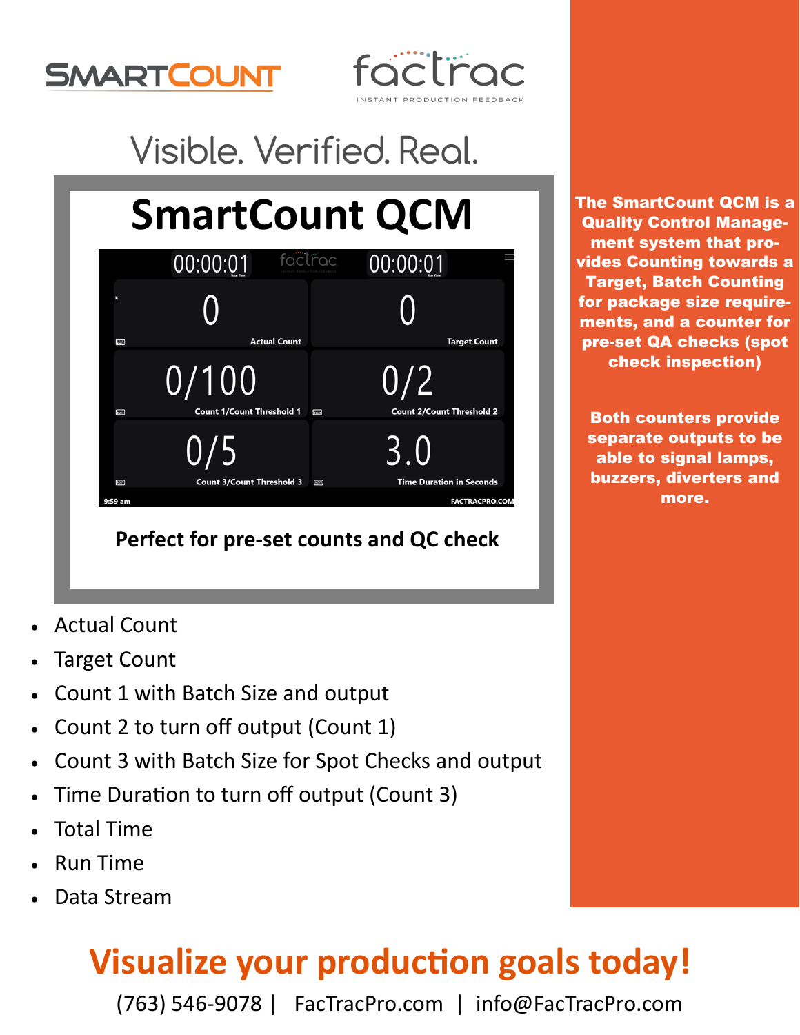SMARTCOUNT

factrac

INSTANT PRODUCTION FEEDBACK

## Visible. Verified. Real.

# SmartCount QCM

| 00:00:01 (Total Time) | 00:00:01 (Run Time) |
| --- | --- |
| 0 — Actual Count | 0 — Target Count |
| 0/100 — Count 1/Count Threshold 1 | 0/2 — Count 2/Count Threshold 2 |
| 0/5 — Count 3/Count Threshold 3 | 3.0 — Time Duration in Seconds |

9:59 am    FACTRACPRO.COM

**Perfect for pre-set counts and QC check**

- Actual Count
- Target Count
- Count 1 with Batch Size and output
- Count 2 to turn off output (Count 1)
- Count 3 with Batch Size for Spot Checks and output
- Time Duration to turn off output (Count 3)
- Total Time
- Run Time
- Data Stream

**The SmartCount QCM is a Quality Control Management system that provides Counting towards a Target, Batch Counting for package size requirements, and a counter for pre-set QA checks (spot check inspection)**

**Both counters provide separate outputs to be able to signal lamps, buzzers, diverters and more.**

## Visualize your production goals today!

(763) 546-9078 | FacTracPro.com | info@FacTracPro.com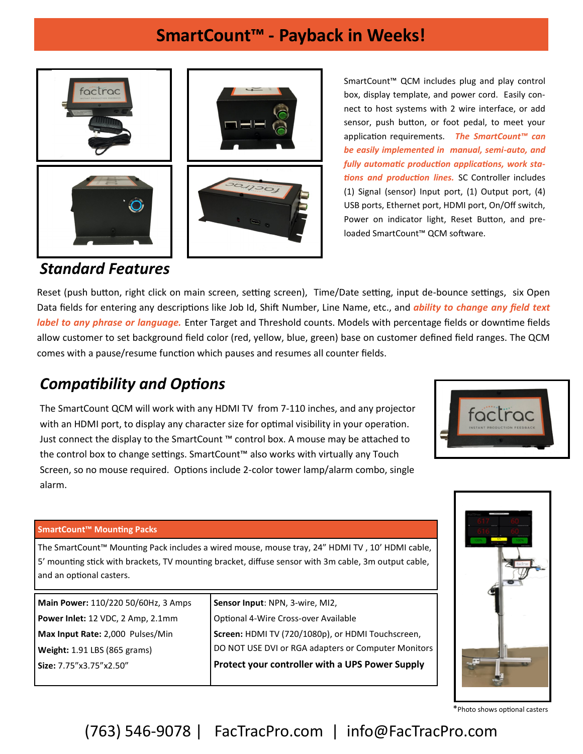# SmartCount™ - Payback in Weeks!

SmartCount™ QCM includes plug and play control box, display template, and power cord. Easily connect to host systems with 2 wire interface, or add sensor, push button, or foot pedal, to meet your application requirements. ***The SmartCount™ can be easily implemented in manual, semi-auto, and fully automatic production applications, work stations and production lines.*** SC Controller includes (1) Signal (sensor) Input port, (1) Output port, (4) USB ports, Ethernet port, HDMI port, On/Off switch, Power on indicator light, Reset Button, and pre-loaded SmartCount™ QCM software.

## *Standard Features*

Reset (push button, right click on main screen, setting screen), Time/Date setting, input de-bounce settings, six Open Data fields for entering any descriptions like Job Id, Shift Number, Line Name, etc., and ***ability to change any field text label to any phrase or language.*** Enter Target and Threshold counts. Models with percentage fields or downtime fields allow customer to set background field color (red, yellow, blue, green) base on customer defined field ranges. The QCM comes with a pause/resume function which pauses and resumes all counter fields.

## *Compatibility and Options*

The SmartCount QCM will work with any HDMI TV from 7-110 inches, and any projector with an HDMI port, to display any character size for optimal visibility in your operation. Just connect the display to the SmartCount ™ control box. A mouse may be attached to the control box to change settings. SmartCount™ also works with virtually any Touch Screen, so no mouse required. Options include 2-color tower lamp/alarm combo, single alarm.

| SmartCount™ Mounting Packs |
|---|
| The SmartCount™ Mounting Pack includes a wired mouse, mouse tray, 24" HDMI TV , 10' HDMI cable, 5' mounting stick with brackets, TV mounting bracket, diffuse sensor with 3m cable, 3m output cable, and an optional casters. |

| | |
|---|---|
| **Main Power:** 110/220 50/60Hz, 3 Amps | **Sensor Input**: NPN, 3-wire, MI2, |
| **Power Inlet:** 12 VDC, 2 Amp, 2.1mm | Optional 4-Wire Cross-over Available |
| **Max Input Rate:** 2,000 Pulses/Min | **Screen:** HDMI TV (720/1080p), or HDMI Touchscreen, |
| **Weight:** 1.91 LBS (865 grams) | DO NOT USE DVI or RGA adapters or Computer Monitors |
| **Size:** 7.75"x3.75"x2.50" | **Protect your controller with a UPS Power Supply** |

*Photo shows optional casters

(763) 546-9078 | FacTracPro.com | info@FacTracPro.com